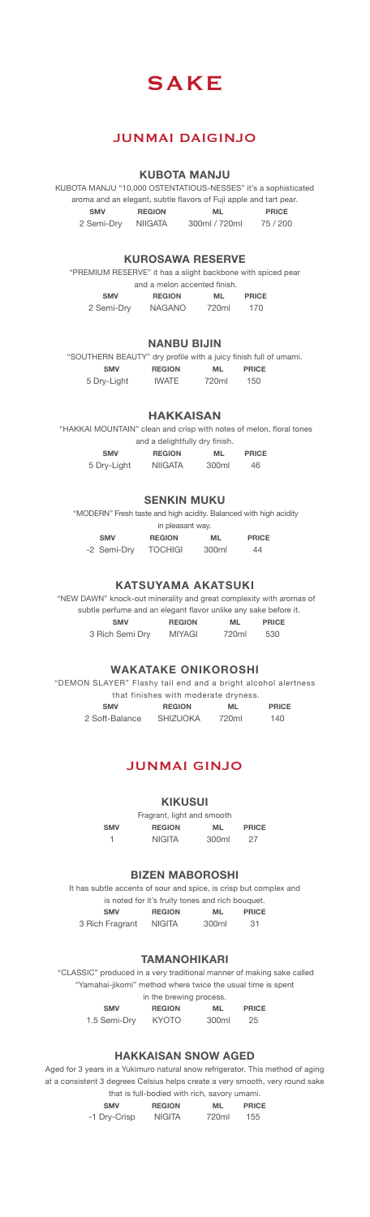# SAKE

## JUNMAI DAIGINJO

### KUBOTA MANJU

KUBOTA MANJU "10,000 OSTENTATIOUS-NESSES" it's a sophisticated aroma and an elegant, subtle flavors of Fuji apple and tart pear.

| SMV | REGION | ML | PRICE |
|---|---|---|---|
| 2 Semi-Dry | NIIGATA | 300ml / 720ml | 75 / 200 |

### KUROSAWA RESERVE

"PREMIUM RESERVE" it has a slight backbone with spiced pear and a melon accented finish.

| SMV | REGION | ML | PRICE |
|---|---|---|---|
| 2 Semi-Dry | NAGANO | 720ml | 170 |

### NANBU BIJIN

"SOUTHERN BEAUTY" dry profile with a juicy finish full of umami.

| SMV | REGION | ML | PRICE |
|---|---|---|---|
| 5 Dry-Light | IWATE | 720ml | 150 |

### HAKKAISAN

"HAKKAI MOUNTAIN" clean and crisp with notes of melon, floral tones and a delightfully dry finish.

| SMV | REGION | ML | PRICE |
|---|---|---|---|
| 5 Dry-Light | NIIGATA | 300ml | 46 |

### SENKIN MUKU

"MODERN" Fresh taste and high acidity. Balanced with high acidity in pleasant way.

| SMV | REGION | ML | PRICE |
|---|---|---|---|
| -2 Semi-Dry | TOCHIGI | 300ml | 44 |

### KATSUYAMA AKATSUKI

"NEW DAWN" knock-out minerality and great complexity with aromas of subtle perfume and an elegant flavor unlike any sake before it.

| SMV | REGION | ML | PRICE |
|---|---|---|---|
| 3 Rich Semi Dry | MIYAGI | 720ml | 530 |

### WAKATAKE ONIKOROSHI

"DEMON SLAYER" Flashy tail end and a bright alcohol alertness that finishes with moderate dryness.

| SMV | REGION | ML | PRICE |
|---|---|---|---|
| 2 Soft-Balance | SHIZUOKA | 720ml | 140 |

## JUNMAI GINJO

### KIKUSUI

Fragrant, light and smooth

| SMV | REGION | ML | PRICE |
|---|---|---|---|
| 1 | NIGITA | 300ml | 27 |

### BIZEN MABOROSHI

It has subtle accents of sour and spice, is crisp but complex and is noted for it's fruity tones and rich bouquet.

| SMV | REGION | ML | PRICE |
|---|---|---|---|
| 3 Rich Fragrant | NIGITA | 300ml | 31 |

### TAMANOHIKARI

"CLASSIC" produced in a very traditional manner of making sake called "Yamahai-jikomi" method where twice the usual time is spent in the brewing process.

| SMV | REGION | ML | PRICE |
|---|---|---|---|
| 1.5 Semi-Dry | KYOTO | 300ml | 25 |

### HAKKAISAN SNOW AGED

Aged for 3 years in a Yukimuro natural snow refrigerator. This method of aging at a consistent 3 degrees Celsius helps create a very smooth, very round sake that is full-bodied with rich, savory umami.

| SMV | REGION | ML | PRICE |
|---|---|---|---|
| -1 Dry-Crisp | NIGITA | 720ml | 155 |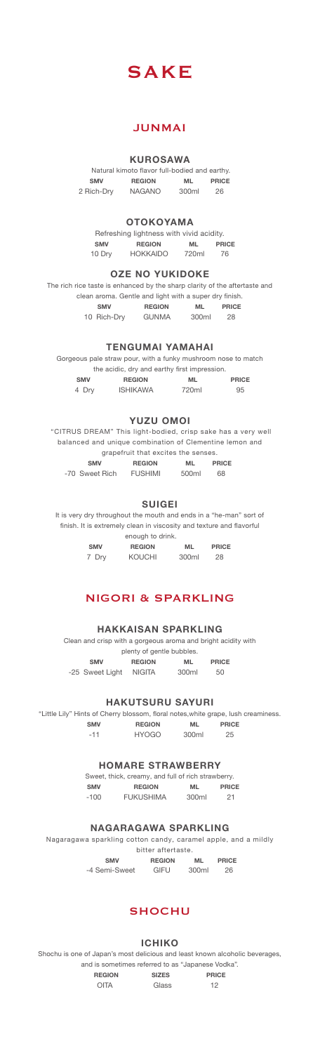# SAKE

## JUNMAI

### KUROSAWA

Natural kimoto flavor full-bodied and earthy.

| SMV | REGION | ML | PRICE |
|---|---|---|---|
| 2 Rich-Dry | NAGANO | 300ml | 26 |

### OTOKOYAMA

Refreshing lightness with vivid acidity.

| SMV | REGION | ML | PRICE |
|---|---|---|---|
| 10 Dry | HOKKAIDO | 720ml | 76 |

### OZE NO YUKIDOKE

The rich rice taste is enhanced by the sharp clarity of the aftertaste and clean aroma. Gentle and light with a super dry finish.

| SMV | REGION | ML | PRICE |
|---|---|---|---|
| 10 Rich-Dry | GUNMA | 300ml | 28 |

### TENGUMAI YAMAHAI

Gorgeous pale straw pour, with a funky mushroom nose to match the acidic, dry and earthy first impression.

| SMV | REGION | ML | PRICE |
|---|---|---|---|
| 4 Dry | ISHIKAWA | 720ml | 95 |

### YUZU OMOI

"CITRUS DREAM" This light-bodied, crisp sake has a very well balanced and unique combination of Clementine lemon and grapefruit that excites the senses.

| SMV | REGION | ML | PRICE |
|---|---|---|---|
| -70 Sweet Rich | FUSHIMI | 500ml | 68 |

### SUIGEI

It is very dry throughout the mouth and ends in a "he-man" sort of finish. It is extremely clean in viscosity and texture and flavorful enough to drink.

| SMV | REGION | ML | PRICE |
|---|---|---|---|
| 7 Dry | KOUCHI | 300ml | 28 |

## NIGORI & SPARKLING

### HAKKAISAN SPARKLING

Clean and crisp with a gorgeous aroma and bright acidity with plenty of gentle bubbles.

| SMV | REGION | ML | PRICE |
|---|---|---|---|
| -25 Sweet Light | NIGITA | 300ml | 50 |

### HAKUTSURU SAYURI

"Little Lily" Hints of Cherry blossom, floral notes,white grape, lush creaminess.

| SMV | REGION | ML | PRICE |
|---|---|---|---|
| -11 | HYOGO | 300ml | 25 |

### HOMARE STRAWBERRY

Sweet, thick, creamy, and full of rich strawberry.

| SMV | REGION | ML | PRICE |
|---|---|---|---|
| -100 | FUKUSHIMA | 300ml | 21 |

### NAGARAGAWA SPARKLING

Nagaragawa sparkling cotton candy, caramel apple, and a mildly bitter aftertaste.

| SMV | REGION | ML | PRICE |
|---|---|---|---|
| -4 Semi-Sweet | GIFU | 300ml | 26 |

## SHOCHU

### ICHIKO

Shochu is one of Japan's most delicious and least known alcoholic beverages, and is sometimes referred to as "Japanese Vodka".

| REGION | SIZES | PRICE |
|---|---|---|
| OITA | Glass | 12 |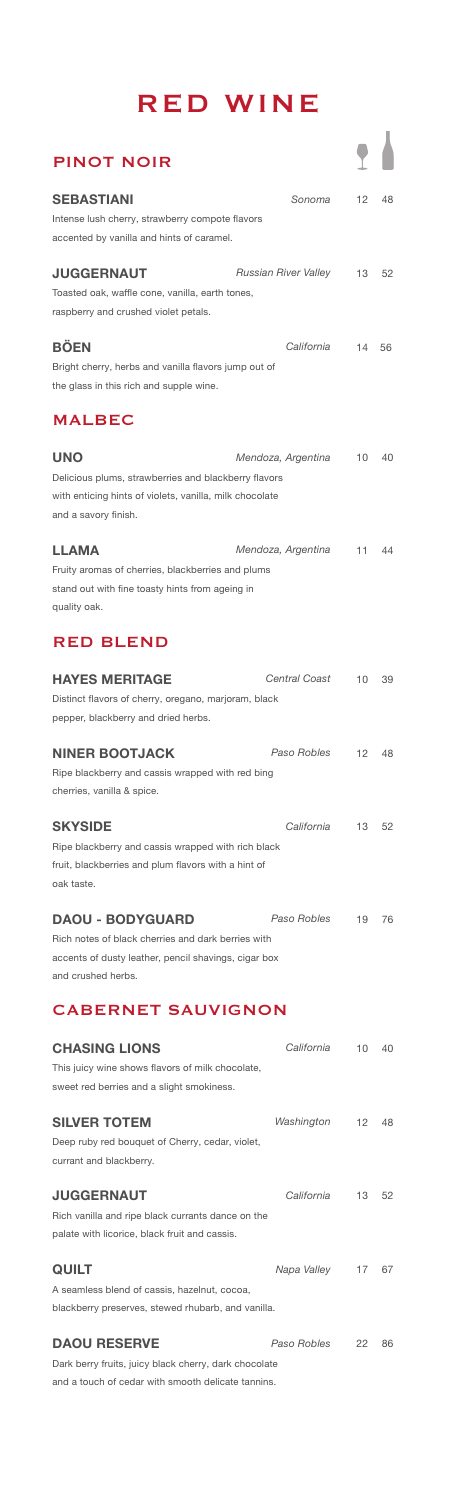# RED WINE

## PINOT NOIR

**SEBASTIANI** *Sonoma* 12 48
Intense lush cherry, strawberry compote flavors accented by vanilla and hints of caramel.

**JUGGERNAUT** *Russian River Valley* 13 52
Toasted oak, waffle cone, vanilla, earth tones, raspberry and crushed violet petals.

**BÖEN** *California* 14 56
Bright cherry, herbs and vanilla flavors jump out of the glass in this rich and supple wine.

## MALBEC

**UNO** *Mendoza, Argentina* 10 40
Delicious plums, strawberries and blackberry flavors with enticing hints of violets, vanilla, milk chocolate and a savory finish.

**LLAMA** *Mendoza, Argentina* 11 44
Fruity aromas of cherries, blackberries and plums stand out with fine toasty hints from ageing in quality oak.

## RED BLEND

**HAYES MERITAGE** *Central Coast* 10 39
Distinct flavors of cherry, oregano, marjoram, black pepper, blackberry and dried herbs.

**NINER BOOTJACK** *Paso Robles* 12 48
Ripe blackberry and cassis wrapped with red bing cherries, vanilla & spice.

**SKYSIDE** *California* 13 52
Ripe blackberry and cassis wrapped with rich black fruit, blackberries and plum flavors with a hint of oak taste.

**DAOU - BODYGUARD** *Paso Robles* 19 76
Rich notes of black cherries and dark berries with accents of dusty leather, pencil shavings, cigar box and crushed herbs.

## CABERNET SAUVIGNON

**CHASING LIONS** *California* 10 40
This juicy wine shows flavors of milk chocolate, sweet red berries and a slight smokiness.

**SILVER TOTEM** *Washington* 12 48
Deep ruby red bouquet of Cherry, cedar, violet, currant and blackberry.

**JUGGERNAUT** *California* 13 52
Rich vanilla and ripe black currants dance on the palate with licorice, black fruit and cassis.

**QUILT** *Napa Valley* 17 67
A seamless blend of cassis, hazelnut, cocoa, blackberry preserves, stewed rhubarb, and vanilla.

**DAOU RESERVE** *Paso Robles* 22 86
Dark berry fruits, juicy black cherry, dark chocolate and a touch of cedar with smooth delicate tannins.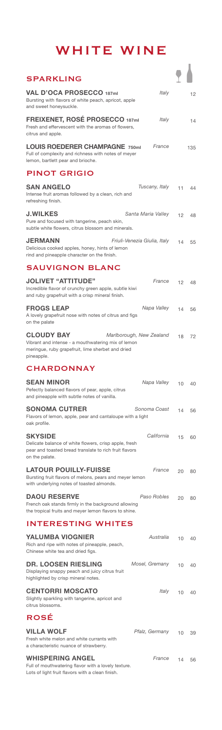# WHITE WINE

## SPARKLING

**VAL D'OCA PROSECCO 187ml** *Italy* — 12
Bursting with flavors of white peach, apricot, apple and sweet honeysuckle.

**FREIXENET, ROSÉ PROSECCO 187ml** *Italy* — 14
Fresh and effervescent with the aromas of flowers, citrus and apple.

**LOUIS ROEDERER CHAMPAGNE 750ml** *France* — 135
Full of complexity and richness with notes of meyer lemon, bartlett pear and brioche.

## PINOT GRIGIO

**SAN ANGELO** *Tuscany, Italy* — 11 | 44
Intense fruit aromas followed by a clean, rich and refreshing finish.

**J.WILKES** *Santa Maria Valley* — 12 | 48
Pure and focused with tangerine, peach skin, subtle white flowers, citrus blossom and minerals.

**JERMANN** *Friuli-Venezia Giulia, Italy* — 14 | 55
Delicious cooked apples, honey, hints of lemon rind and pineapple character on the finish.

## SAUVIGNON BLANC

**JOLIVET "ATTITUDE"** *France* — 12 | 48
Incredible flavor of crunchy green apple, subtle kiwi and ruby grapefruit with a crisp mineral finish.

**FROGS LEAP** *Napa Valley* — 14 | 56
A lovely grapefruit nose with notes of citrus and figs on the palate

**CLOUDY BAY** *Marlborough, New Zealand* — 18 | 72
Vibrant and intense - a mouthwatering mix of lemon meringue, ruby grapefruit, lime sherbet and dried pineapple.

## CHARDONNAY

**SEAN MINOR** *Napa Valley* — 10 | 40
Pefectly balanced flavors of pear, apple, citrus and pineapple with subtle notes of vanilla.

**SONOMA CUTRER** *Sonoma Coast* — 14 | 56
Flavors of lemon, apple, pear and cantaloupe with a light oak profile.

**SKYSIDE** *California* — 15 | 60
Delicate balance of white flowers, crisp apple, fresh pear and toasted bread translate to rich fruit flavors on the palate.

**LATOUR POUILLY-FUISSE** *France* — 20 | 80
Bursting fruit flavors of melons, pears and meyer lemon with underlying notes of toasted almonds.

**DAOU RESERVE** *Paso Robles* — 20 | 80
French oak stands firmly in the background allowing the tropical fruits and meyer lemon flavors to shine.

## INTERESTING WHITES

**YALUMBA VIOGNIER** *Australia* — 10 | 40
Rich and ripe with notes of pineapple, peach, Chinese white tea and dried figs.

**DR. LOOSEN RIESLING** *Mosel, Gremany* — 10 | 40
Displaying snappy peach and juicy citrus fruit highlighted by crisp mineral notes.

**CENTORRI MOSCATO** *Italy* — 10 | 40
Slightly sparkling with tangerine, apricot and citrus blossoms.

## ROSÉ

**VILLA WOLF** *Pfalz, Germany* — 10 | 39
Fresh white melon and white currants with a characteristic nuance of strawberry.

**WHISPERING ANGEL** *France* — 14 | 56
Full of mouthwatering flavor with a lovely texture. Lots of light fruit flavors with a clean finish.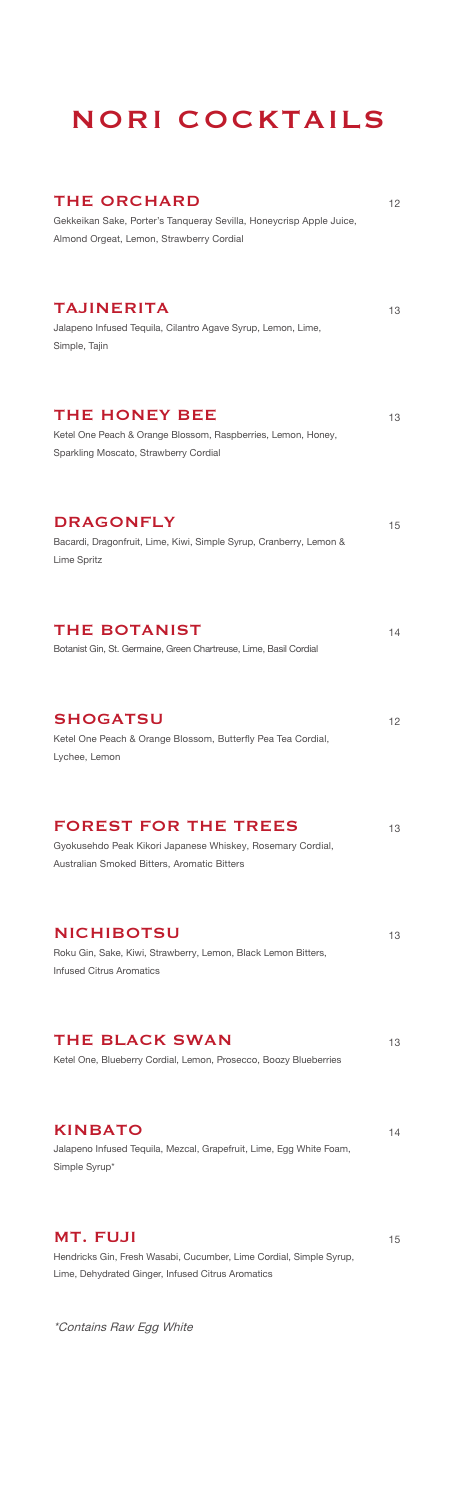# NORI COCKTAILS

### THE ORCHARD
12

Gekkeikan Sake, Porter's Tanqueray Sevilla, Honeycrisp Apple Juice, Almond Orgeat, Lemon, Strawberry Cordial

### TAJINERITA
13

Jalapeno Infused Tequila, Cilantro Agave Syrup, Lemon, Lime, Simple, Tajin

### THE HONEY BEE
13

Ketel One Peach & Orange Blossom, Raspberries, Lemon, Honey, Sparkling Moscato, Strawberry Cordial

### DRAGONFLY
15

Bacardi, Dragonfruit, Lime, Kiwi, Simple Syrup, Cranberry, Lemon & Lime Spritz

### THE BOTANIST
14

Botanist Gin, St. Germaine, Green Chartreuse, Lime, Basil Cordial

### SHOGATSU
12

Ketel One Peach & Orange Blossom, Butterfly Pea Tea Cordial, Lychee, Lemon

### FOREST FOR THE TREES
13

Gyokusehdo Peak Kikori Japanese Whiskey, Rosemary Cordial, Australian Smoked Bitters, Aromatic Bitters

### NICHIBOTSU
13

Roku Gin, Sake, Kiwi, Strawberry, Lemon, Black Lemon Bitters, Infused Citrus Aromatics

### THE BLACK SWAN
13

Ketel One, Blueberry Cordial, Lemon, Prosecco, Boozy Blueberries

### KINBATO
14

Jalapeno Infused Tequila, Mezcal, Grapefruit, Lime, Egg White Foam, Simple Syrup*

### MT. FUJI
15

Hendricks Gin, Fresh Wasabi, Cucumber, Lime Cordial, Simple Syrup, Lime, Dehydrated Ginger, Infused Citrus Aromatics

*\*Contains Raw Egg White*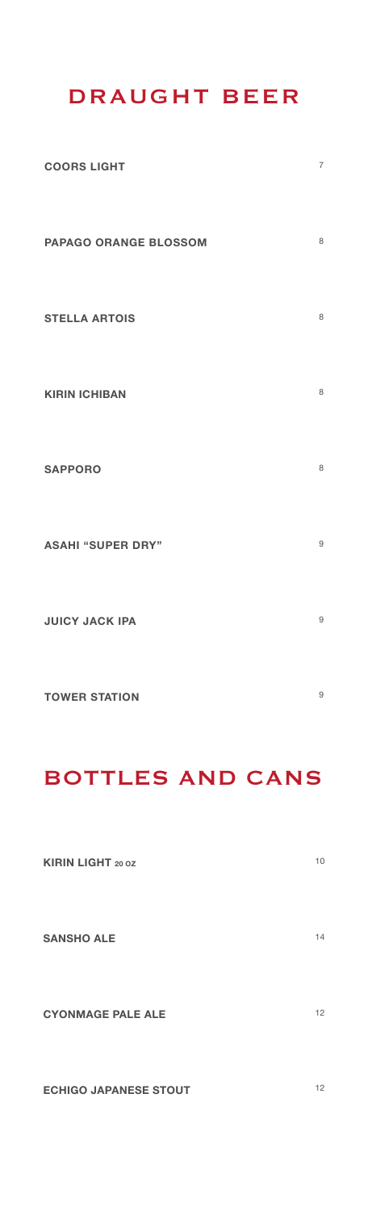# DRAUGHT BEER

| | |
|---|---|
| **COORS LIGHT** | 7 |
| **PAPAGO ORANGE BLOSSOM** | 8 |
| **STELLA ARTOIS** | 8 |
| **KIRIN ICHIBAN** | 8 |
| **SAPPORO** | 8 |
| **ASAHI "SUPER DRY"** | 9 |
| **JUICY JACK IPA** | 9 |
| **TOWER STATION** | 9 |

# BOTTLES AND CANS

| | |
|---|---|
| **KIRIN LIGHT 20 OZ** | 10 |
| **SANSHO ALE** | 14 |
| **CYONMAGE PALE ALE** | 12 |
| **ECHIGO JAPANESE STOUT** | 12 |